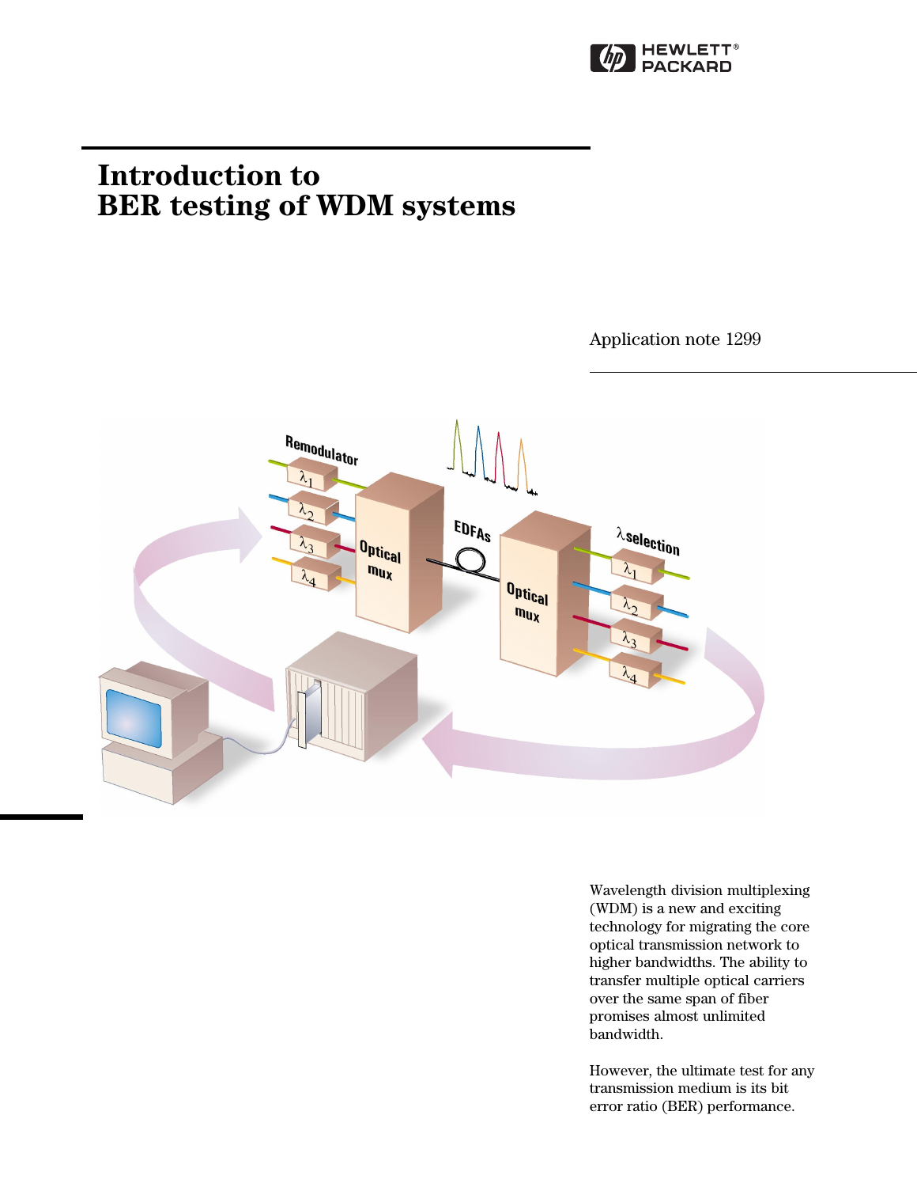# Introduction to BER testing of WDM systems

Application note 1299

Wavelength division multiplexing (WDM) is a new and exciting technology for migrating the core optical transmission network to higher bandwidths. The ability to transfer multiple optical carriers over the same span of fiber promises almost unlimited bandwidth.

However, the ultimate test for any transmission medium is its bit error ratio (BER) performance.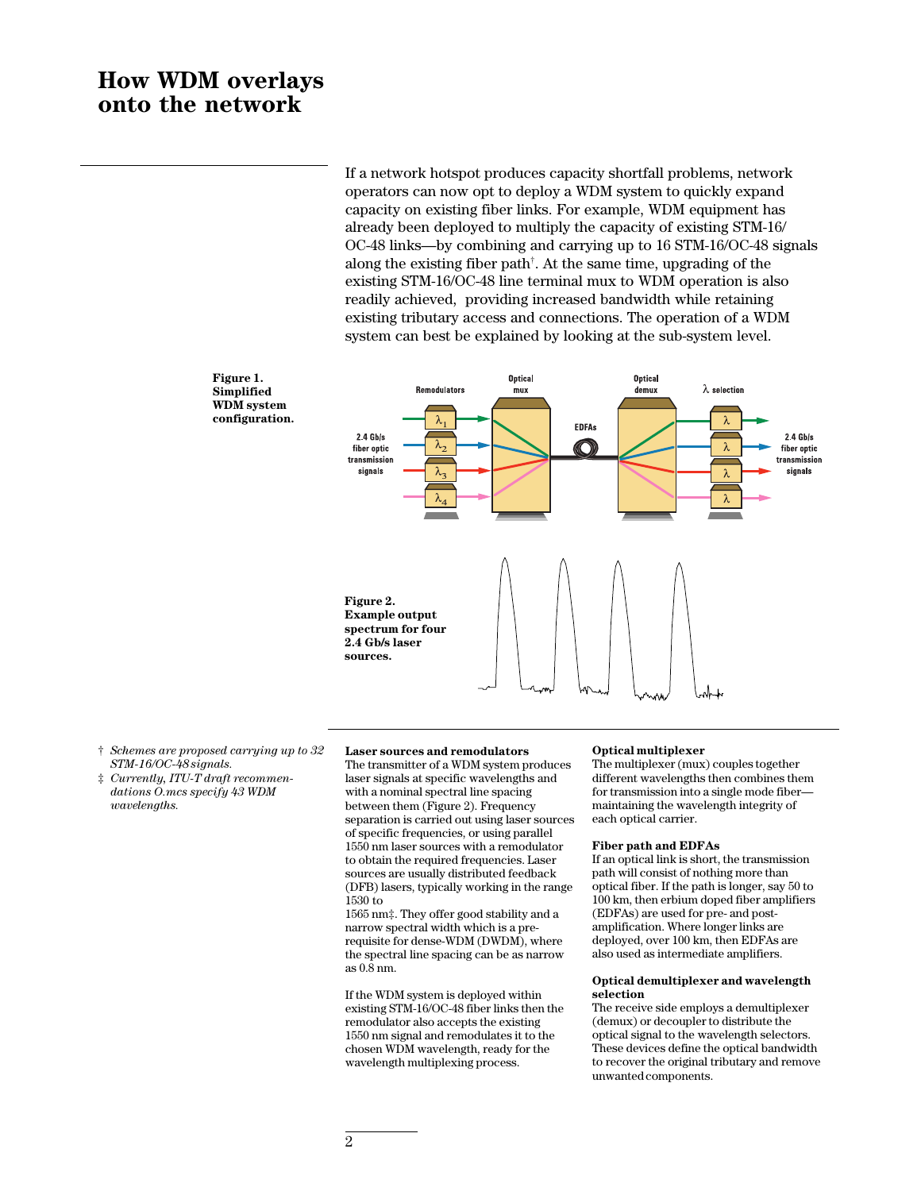# How WDM overlays onto the network

If a network hotspot produces capacity shortfall problems, network operators can now opt to deploy a WDM system to quickly expand capacity on existing fiber links. For example, WDM equipment has already been deployed to multiply the capacity of existing STM-16/OC-48 links—by combining and carrying up to 16 STM-16/OC-48 signals along the existing fiber path†. At the same time, upgrading of the existing STM-16/OC-48 line terminal mux to WDM operation is also readily achieved, providing increased bandwidth while retaining existing tributary access and connections. The operation of a WDM system can best be explained by looking at the sub-system level.

**Figure 1. Simplified WDM system configuration.**

**Figure 2. Example output spectrum for four 2.4 Gb/s laser sources.**

### Laser sources and remodulators

The transmitter of a WDM system produces laser signals at specific wavelengths and with a nominal spectral line spacing between them (Figure 2). Frequency separation is carried out using laser sources of specific frequencies, or using parallel 1550 nm laser sources with a remodulator to obtain the required frequencies. Laser sources are usually distributed feedback (DFB) lasers, typically working in the range 1530 to 1565 nm‡. They offer good stability and a narrow spectral width which is a prerequisite for dense-WDM (DWDM), where the spectral line spacing can be as narrow as 0.8 nm.

If the WDM system is deployed within existing STM-16/OC-48 fiber links then the remodulator also accepts the existing 1550 nm signal and remodulates it to the chosen WDM wavelength, ready for the wavelength multiplexing process.

### Optical multiplexer

The multiplexer (mux) couples together different wavelengths then combines them for transmission into a single mode fiber—maintaining the wavelength integrity of each optical carrier.

### Fiber path and EDFAs

If an optical link is short, the transmission path will consist of nothing more than optical fiber. If the path is longer, say 50 to 100 km, then erbium doped fiber amplifiers (EDFAs) are used for pre- and post-amplification. Where longer links are deployed, over 100 km, then EDFAs are also used as intermediate amplifiers.

### Optical demultiplexer and wavelength selection

The receive side employs a demultiplexer (demux) or decoupler to distribute the optical signal to the wavelength selectors. These devices define the optical bandwidth to recover the original tributary and remove unwanted components.

---

† *Schemes are proposed carrying up to 32 STM-16/OC-48 signals.*

‡ *Currently, ITU-T draft recommendations O.mcs specify 43 WDM wavelengths.*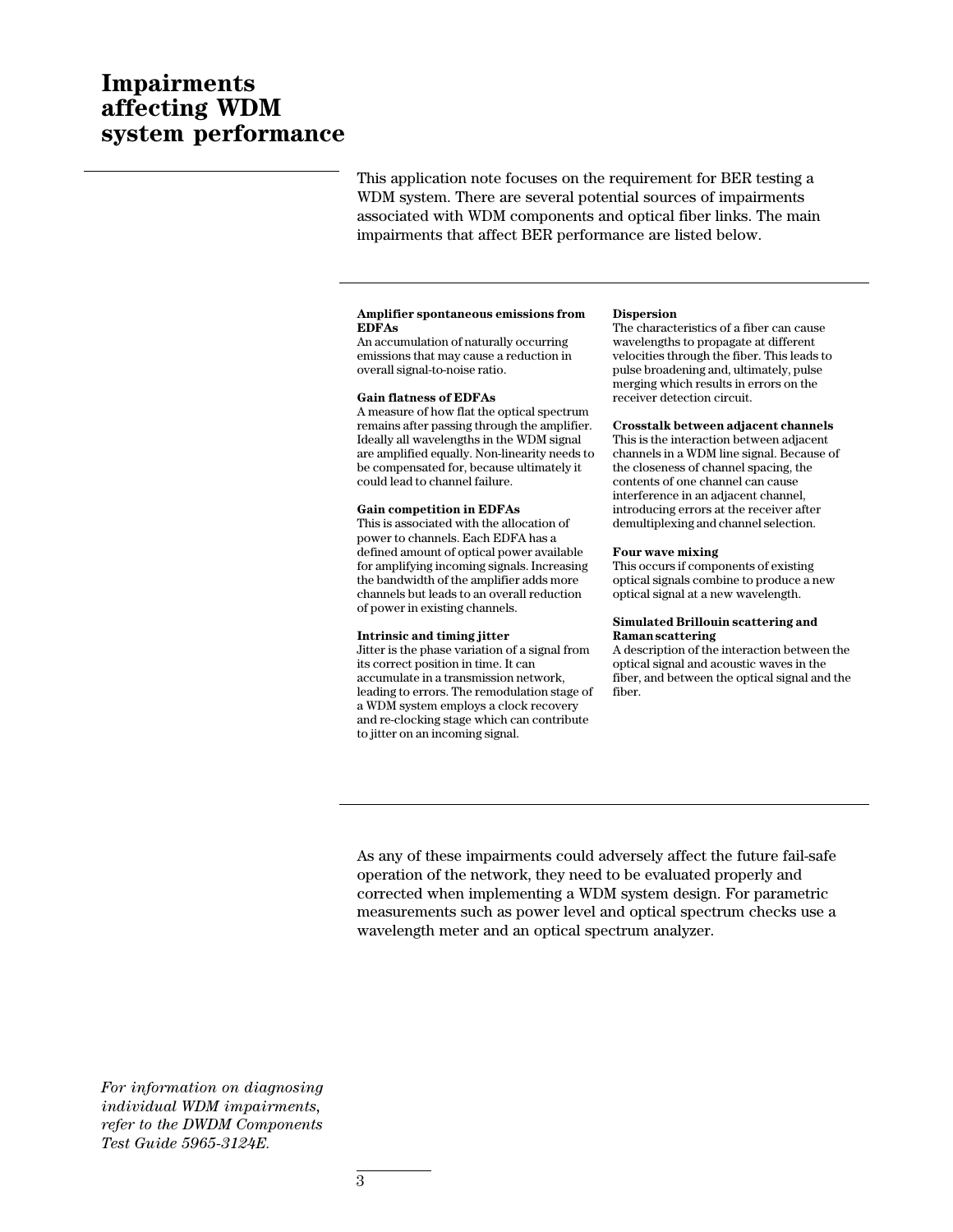# Impairments affecting WDM system performance

This application note focuses on the requirement for BER testing a WDM system. There are several potential sources of impairments associated with WDM components and optical fiber links. The main impairments that affect BER performance are listed below.

**Amplifier spontaneous emissions from EDFAs**
An accumulation of naturally occurring emissions that may cause a reduction in overall signal-to-noise ratio.

**Gain flatness of EDFAs**
A measure of how flat the optical spectrum remains after passing through the amplifier. Ideally all wavelengths in the WDM signal are amplified equally. Non-linearity needs to be compensated for, because ultimately it could lead to channel failure.

**Gain competition in EDFAs**
This is associated with the allocation of power to channels. Each EDFA has a defined amount of optical power available for amplifying incoming signals. Increasing the bandwidth of the amplifier adds more channels but leads to an overall reduction of power in existing channels.

**Intrinsic and timing jitter**
Jitter is the phase variation of a signal from its correct position in time. It can accumulate in a transmission network, leading to errors. The remodulation stage of a WDM system employs a clock recovery and re-clocking stage which can contribute to jitter on an incoming signal.

**Dispersion**
The characteristics of a fiber can cause wavelengths to propagate at different velocities through the fiber. This leads to pulse broadening and, ultimately, pulse merging which results in errors on the receiver detection circuit.

**Crosstalk between adjacent channels**
This is the interaction between adjacent channels in a WDM line signal. Because of the closeness of channel spacing, the contents of one channel can cause interference in an adjacent channel, introducing errors at the receiver after demultiplexing and channel selection.

**Four wave mixing**
This occurs if components of existing optical signals combine to produce a new optical signal at a new wavelength.

**Simulated Brillouin scattering and Raman scattering**
A description of the interaction between the optical signal and acoustic waves in the fiber, and between the optical signal and the fiber.

As any of these impairments could adversely affect the future fail-safe operation of the network, they need to be evaluated properly and corrected when implementing a WDM system design. For parametric measurements such as power level and optical spectrum checks use a wavelength meter and an optical spectrum analyzer.

*For information on diagnosing individual WDM impairments, refer to the DWDM Components Test Guide 5965-3124E.*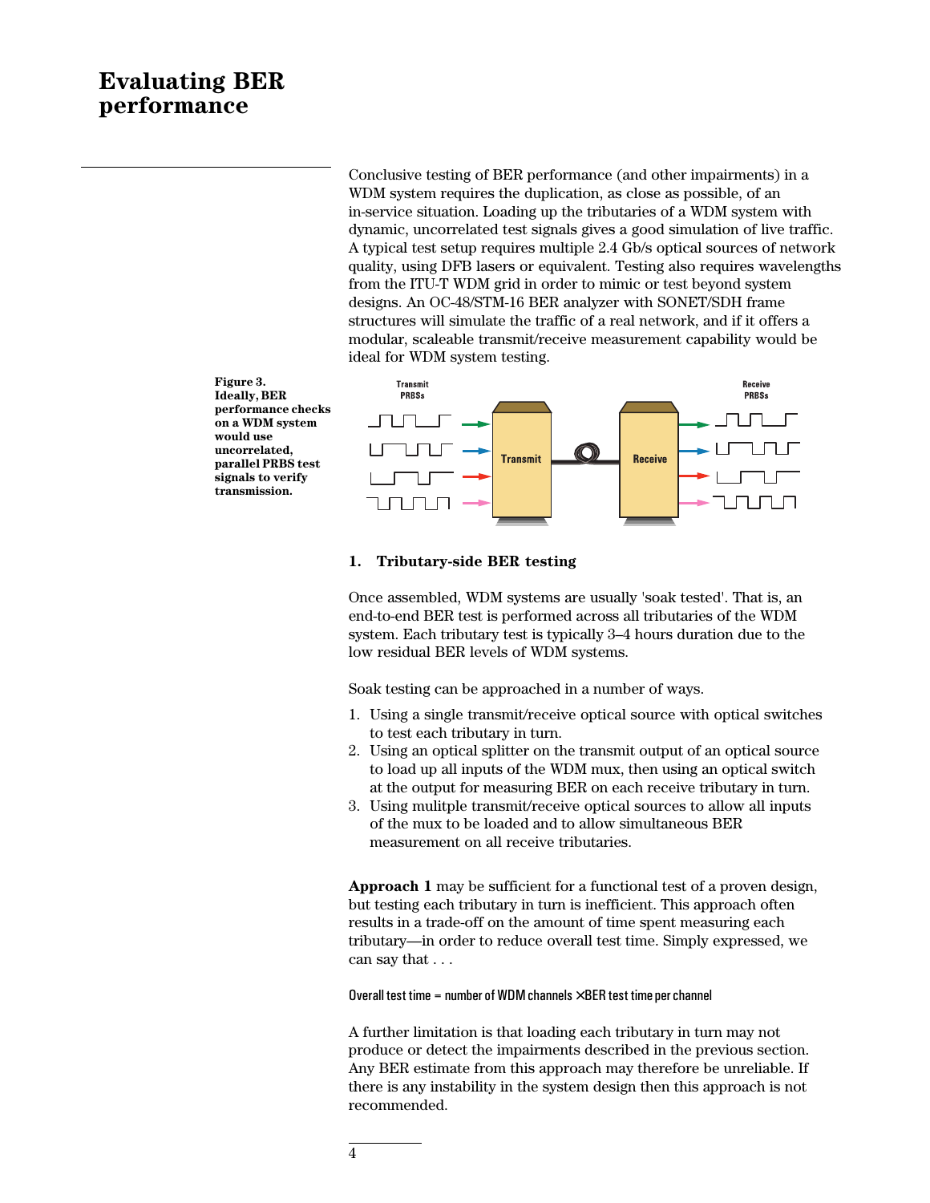# Evaluating BER performance

Conclusive testing of BER performance (and other impairments) in a WDM system requires the duplication, as close as possible, of an in-service situation. Loading up the tributaries of a WDM system with dynamic, uncorrelated test signals gives a good simulation of live traffic. A typical test setup requires multiple 2.4 Gb/s optical sources of network quality, using DFB lasers or equivalent. Testing also requires wavelengths from the ITU-T WDM grid in order to mimic or test beyond system designs. An OC-48/STM-16 BER analyzer with SONET/SDH frame structures will simulate the traffic of a real network, and if it offers a modular, scaleable transmit/receive measurement capability would be ideal for WDM system testing.

**Figure 3. Ideally, BER performance checks on a WDM system would use uncorrelated, parallel PRBS test signals to verify transmission.**

## 1. Tributary-side BER testing

Once assembled, WDM systems are usually 'soak tested'. That is, an end-to-end BER test is performed across all tributaries of the WDM system. Each tributary test is typically 3–4 hours duration due to the low residual BER levels of WDM systems.

Soak testing can be approached in a number of ways.

1. Using a single transmit/receive optical source with optical switches to test each tributary in turn.
2. Using an optical splitter on the transmit output of an optical source to load up all inputs of the WDM mux, then using an optical switch at the output for measuring BER on each receive tributary in turn.
3. Using mulitple transmit/receive optical sources to allow all inputs of the mux to be loaded and to allow simultaneous BER measurement on all receive tributaries.

**Approach 1** may be sufficient for a functional test of a proven design, but testing each tributary in turn is inefficient. This approach often results in a trade-off on the amount of time spent measuring each tributary—in order to reduce overall test time. Simply expressed, we can say that . . .

$$\text{Overall test time} = \text{number of WDM channels} \times \text{BER test time per channel}$$

A further limitation is that loading each tributary in turn may not produce or detect the impairments described in the previous section. Any BER estimate from this approach may therefore be unreliable. If there is any instability in the system design then this approach is not recommended.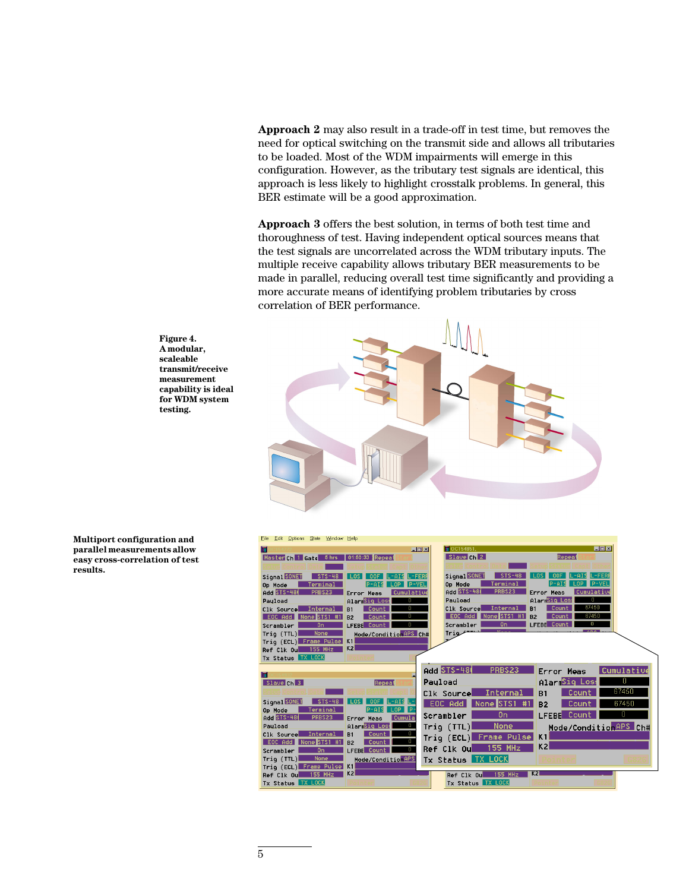**Approach 2** may also result in a trade-off in test time, but removes the need for optical switching on the transmit side and allows all tributaries to be loaded. Most of the WDM impairments will emerge in this configuration. However, as the tributary test signals are identical, this approach is less likely to highlight crosstalk problems. In general, this BER estimate will be a good approximation.

**Approach 3** offers the best solution, in terms of both test time and thoroughness of test. Having independent optical sources means that the test signals are uncorrelated across the WDM tributary inputs. The multiple receive capability allows tributary BER measurements to be made in parallel, reducing overall test time significantly and providing a more accurate means of identifying problem tributaries by cross correlation of BER performance.

**Figure 4. A modular, scaleable transmit/receive measurement capability is ideal for WDM system testing.**

**Multiport configuration and parallel measurements allow easy cross-correlation of test results.**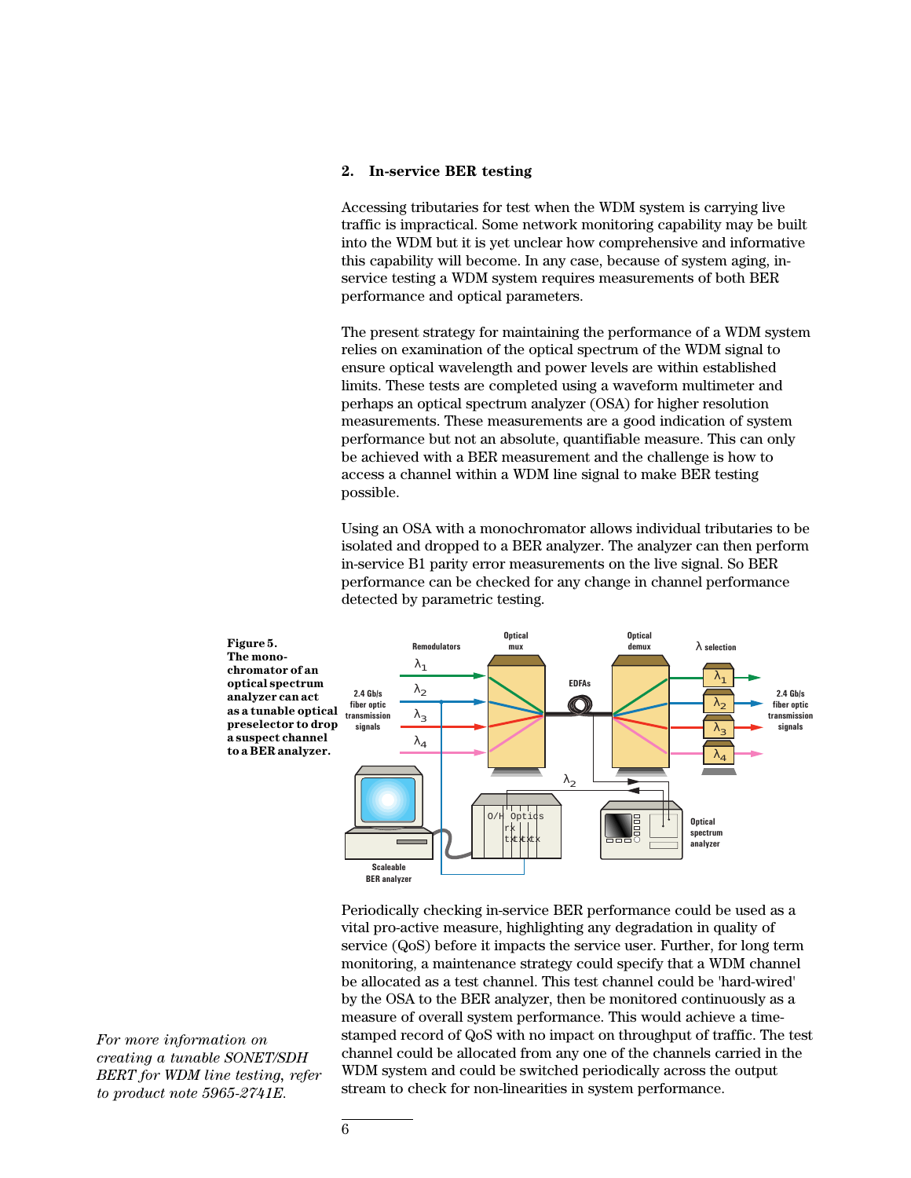## 2. In-service BER testing

Accessing tributaries for test when the WDM system is carrying live traffic is impractical. Some network monitoring capability may be built into the WDM but it is yet unclear how comprehensive and informative this capability will become. In any case, because of system aging, in-service testing a WDM system requires measurements of both BER performance and optical parameters.

The present strategy for maintaining the performance of a WDM system relies on examination of the optical spectrum of the WDM signal to ensure optical wavelength and power levels are within established limits. These tests are completed using a waveform multimeter and perhaps an optical spectrum analyzer (OSA) for higher resolution measurements. These measurements are a good indication of system performance but not an absolute, quantifiable measure. This can only be achieved with a BER measurement and the challenge is how to access a channel within a WDM line signal to make BER testing possible.

Using an OSA with a monochromator allows individual tributaries to be isolated and dropped to a BER analyzer. The analyzer can then perform in-service B1 parity error measurements on the live signal. So BER performance can be checked for any change in channel performance detected by parametric testing.

**Figure 5. The monochromator of an optical spectrum analyzer can act as a tunable optical preselector to drop a suspect channel to a BER analyzer.**

Periodically checking in-service BER performance could be used as a vital pro-active measure, highlighting any degradation in quality of service (QoS) before it impacts the service user. Further, for long term monitoring, a maintenance strategy could specify that a WDM channel be allocated as a test channel. This test channel could be 'hard-wired' by the OSA to the BER analyzer, then be monitored continuously as a measure of overall system performance. This would achieve a time-stamped record of QoS with no impact on throughput of traffic. The test channel could be allocated from any one of the channels carried in the WDM system and could be switched periodically across the output stream to check for non-linearities in system performance.

*For more information on creating a tunable SONET/SDH BERT for WDM line testing, refer to product note 5965-2741E.*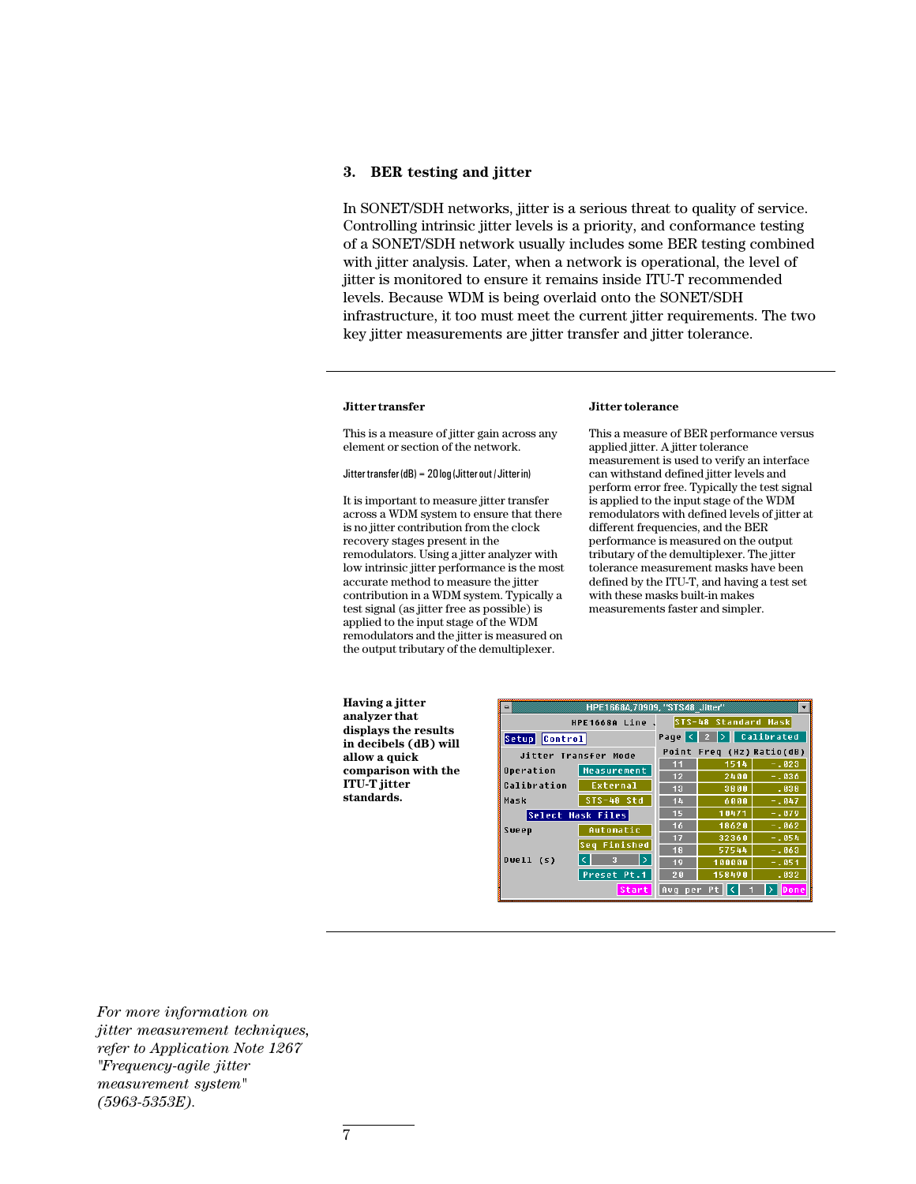## 3. BER testing and jitter

In SONET/SDH networks, jitter is a serious threat to quality of service. Controlling intrinsic jitter levels is a priority, and conformance testing of a SONET/SDH network usually includes some BER testing combined with jitter analysis. Later, when a network is operational, the level of jitter is monitored to ensure it remains inside ITU-T recommended levels. Because WDM is being overlaid onto the SONET/SDH infrastructure, it too must meet the current jitter requirements. The two key jitter measurements are jitter transfer and jitter tolerance.

### Jitter transfer

This is a measure of jitter gain across any element or section of the network.

$$\text{Jitter transfer (dB)} = 20 \log (\text{Jitter out} / \text{Jitter in})$$

It is important to measure jitter transfer across a WDM system to ensure that there is no jitter contribution from the clock recovery stages present in the remodulators. Using a jitter analyzer with low intrinsic jitter performance is the most accurate method to measure the jitter contribution in a WDM system. Typically a test signal (as jitter free as possible) is applied to the input stage of the WDM remodulators and the jitter is measured on the output tributary of the demultiplexer.

### Jitter tolerance

This a measure of BER performance versus applied jitter. A jitter tolerance measurement is used to verify an interface can withstand defined jitter levels and perform error free. Typically the test signal is applied to the input stage of the WDM remodulators with defined levels of jitter at different frequencies, and the BER performance is measured on the output tributary of the demultiplexer. The jitter tolerance measurement masks have been defined by the ITU-T, and having a test set with these masks built-in makes measurements faster and simpler.

**Having a jitter analyzer that displays the results in decibels (dB) will allow a quick comparison with the ITU-T jitter standards.**

HPE1668A,70909, "STS48_Jitter"

HPE1668A Line — STS-48 Standard Mask

Setup | Control

Jitter Transfer Mode

- Operation: Measurement
- Calibration: External
- Mask: STS-48 Std
- Select Mask Files
- Sweep: Automatic
- Seq Finished
- Dwell (s): 3
- Preset Pt.1
- Start

Page 2 — Calibrated

| Point | Freq (Hz) | Ratio (dB) |
|---|---|---|
| 11 | 1514 | -.028 |
| 12 | 2400 | -.036 |
| 13 | 3800 | .038 |
| 14 | 6000 | -.047 |
| 15 | 10471 | -.079 |
| 16 | 18620 | -.062 |
| 17 | 32360 | -.054 |
| 18 | 57544 | -.063 |
| 19 | 100000 | -.051 |
| 20 | 158490 | .032 |

Avg per Pt: 1 — Done

*For more information on jitter measurement techniques, refer to Application Note 1267 "Frequency-agile jitter measurement system" (5963-5353E).*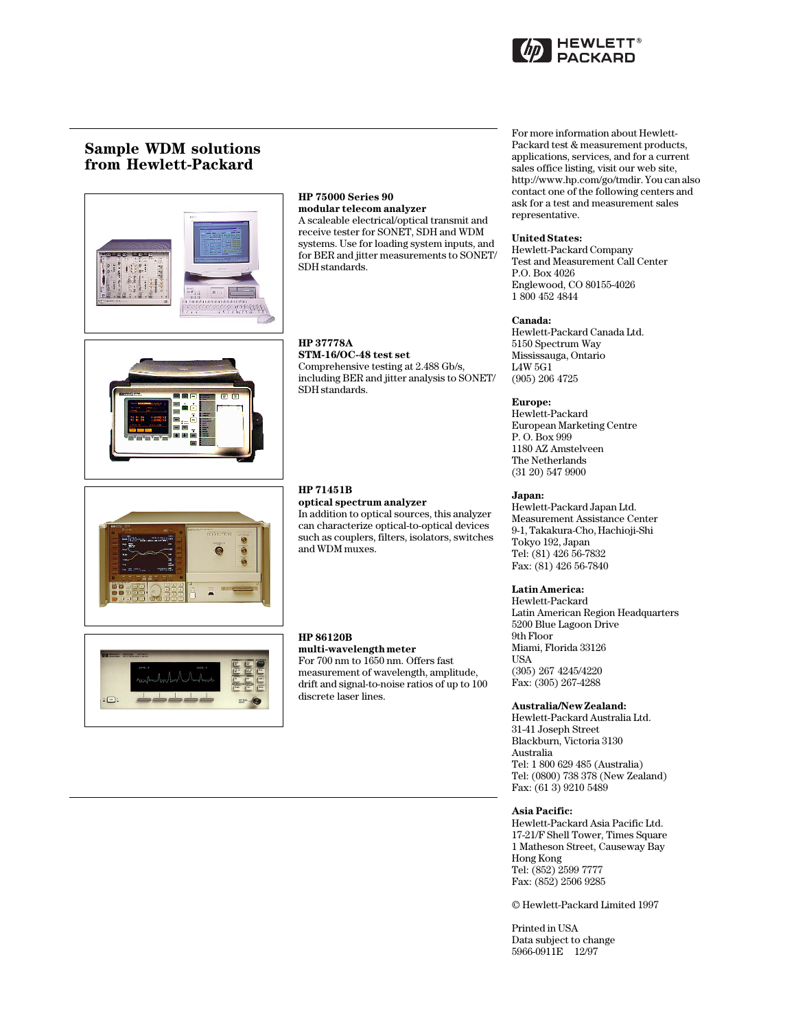# Sample WDM solutions from Hewlett-Packard

**HP 75000 Series 90**
**modular telecom analyzer**
A scaleable electrical/optical transmit and receive tester for SONET, SDH and WDM systems. Use for loading system inputs, and for BER and jitter measurements to SONET/SDH standards.

**HP 37778A**
**STM-16/OC-48 test set**
Comprehensive testing at 2.488 Gb/s, including BER and jitter analysis to SONET/SDH standards.

**HP 71451B**
**optical spectrum analyzer**
In addition to optical sources, this analyzer can characterize optical-to-optical devices such as couplers, filters, isolators, switches and WDM muxes.

**HP 86120B**
**multi-wavelength meter**
For 700 nm to 1650 nm. Offers fast measurement of wavelength, amplitude, drift and signal-to-noise ratios of up to 100 discrete laser lines.

For more information about Hewlett-Packard test & measurement products, applications, services, and for a current sales office listing, visit our web site, http://www.hp.com/go/tmdir. You can also contact one of the following centers and ask for a test and measurement sales representative.

**United States:**
Hewlett-Packard Company
Test and Measurement Call Center
P.O. Box 4026
Englewood, CO 80155-4026
1 800 452 4844

**Canada:**
Hewlett-Packard Canada Ltd.
5150 Spectrum Way
Mississauga, Ontario
L4W 5G1
(905) 206 4725

**Europe:**
Hewlett-Packard
European Marketing Centre
P. O. Box 999
1180 AZ Amstelveen
The Netherlands
(31 20) 547 9900

**Japan:**
Hewlett-Packard Japan Ltd.
Measurement Assistance Center
9-1, Takakura-Cho, Hachioji-Shi
Tokyo 192, Japan
Tel: (81) 426 56-7832
Fax: (81) 426 56-7840

**Latin America:**
Hewlett-Packard
Latin American Region Headquarters
5200 Blue Lagoon Drive
9th Floor
Miami, Florida 33126
USA
(305) 267 4245/4220
Fax: (305) 267-4288

**Australia/New Zealand:**
Hewlett-Packard Australia Ltd.
31-41 Joseph Street
Blackburn, Victoria 3130
Australia
Tel: 1 800 629 485 (Australia)
Tel: (0800) 738 378 (New Zealand)
Fax: (61 3) 9210 5489

**Asia Pacific:**
Hewlett-Packard Asia Pacific Ltd.
17-21/F Shell Tower, Times Square
1 Matheson Street, Causeway Bay
Hong Kong
Tel: (852) 2599 7777
Fax: (852) 2506 9285

© Hewlett-Packard Limited 1997

Printed in USA
Data subject to change
5966-0911E 12/97